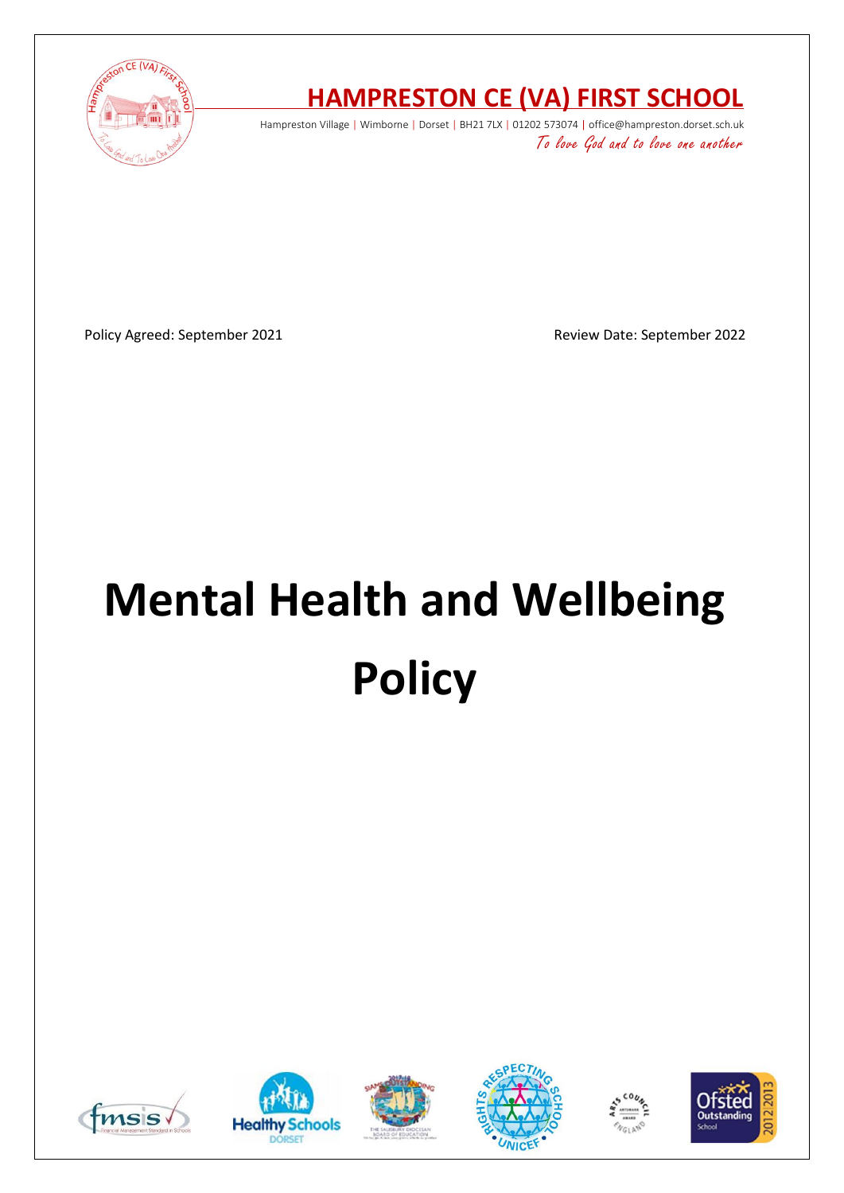# HAMPRESTON CE (VA) FIRST SCHOOL

Hampreston Village | Wimborne | Dorset | BH21 7LX | 01202 573074 | office@hampreston.dorset.sch.uk

*To love God and to love one another*

Policy Agreed: September 2021

Review Date: September 2022

# Mental Health and Wellbeing Policy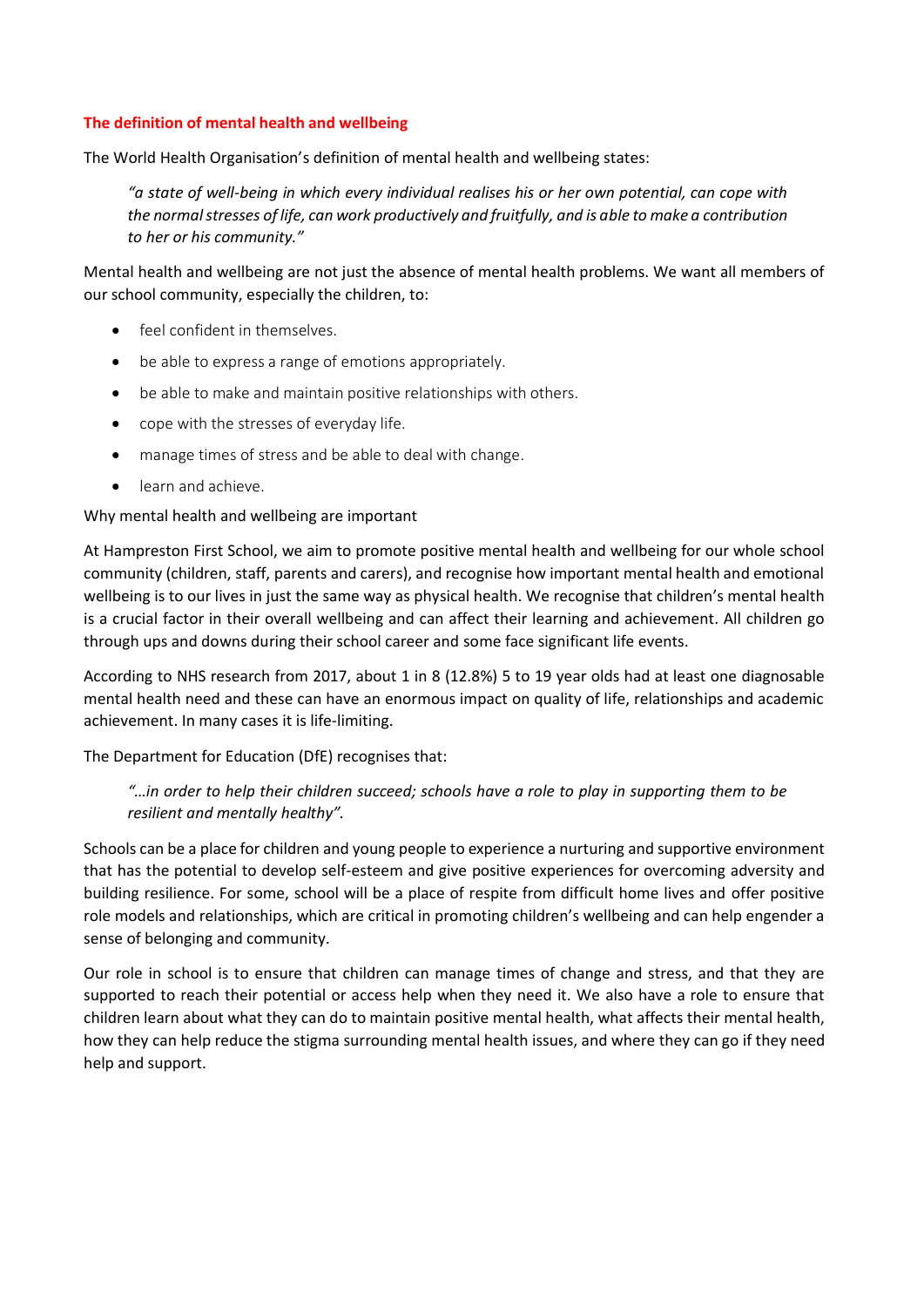## The definition of mental health and wellbeing

The World Health Organisation's definition of mental health and wellbeing states:

> *"a state of well-being in which every individual realises his or her own potential, can cope with the normal stresses of life, can work productively and fruitfully, and is able to make a contribution to her or his community."*

Mental health and wellbeing are not just the absence of mental health problems. We want all members of our school community, especially the children, to:

- feel confident in themselves.
- be able to express a range of emotions appropriately.
- be able to make and maintain positive relationships with others.
- cope with the stresses of everyday life.
- manage times of stress and be able to deal with change.
- learn and achieve.

Why mental health and wellbeing are important

At Hampreston First School, we aim to promote positive mental health and wellbeing for our whole school community (children, staff, parents and carers), and recognise how important mental health and emotional wellbeing is to our lives in just the same way as physical health. We recognise that children's mental health is a crucial factor in their overall wellbeing and can affect their learning and achievement. All children go through ups and downs during their school career and some face significant life events.

According to NHS research from 2017, about 1 in 8 (12.8%) 5 to 19 year olds had at least one diagnosable mental health need and these can have an enormous impact on quality of life, relationships and academic achievement. In many cases it is life-limiting.

The Department for Education (DfE) recognises that:

> *"…in order to help their children succeed; schools have a role to play in supporting them to be resilient and mentally healthy".*

Schools can be a place for children and young people to experience a nurturing and supportive environment that has the potential to develop self-esteem and give positive experiences for overcoming adversity and building resilience. For some, school will be a place of respite from difficult home lives and offer positive role models and relationships, which are critical in promoting children's wellbeing and can help engender a sense of belonging and community.

Our role in school is to ensure that children can manage times of change and stress, and that they are supported to reach their potential or access help when they need it. We also have a role to ensure that children learn about what they can do to maintain positive mental health, what affects their mental health, how they can help reduce the stigma surrounding mental health issues, and where they can go if they need help and support.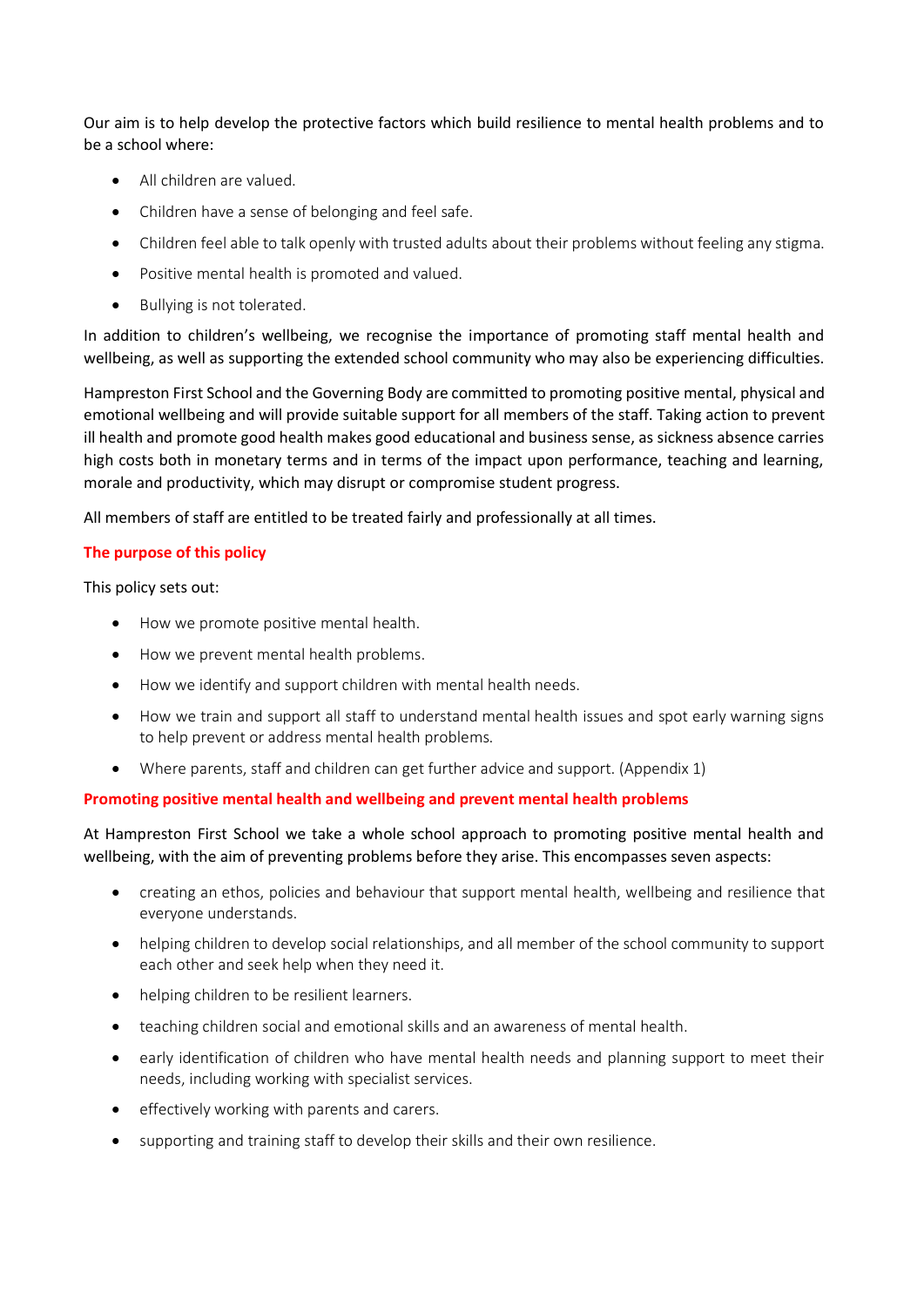Our aim is to help develop the protective factors which build resilience to mental health problems and to be a school where:

- All children are valued.
- Children have a sense of belonging and feel safe.
- Children feel able to talk openly with trusted adults about their problems without feeling any stigma.
- Positive mental health is promoted and valued.
- Bullying is not tolerated.

In addition to children's wellbeing, we recognise the importance of promoting staff mental health and wellbeing, as well as supporting the extended school community who may also be experiencing difficulties.

Hampreston First School and the Governing Body are committed to promoting positive mental, physical and emotional wellbeing and will provide suitable support for all members of the staff. Taking action to prevent ill health and promote good health makes good educational and business sense, as sickness absence carries high costs both in monetary terms and in terms of the impact upon performance, teaching and learning, morale and productivity, which may disrupt or compromise student progress.

All members of staff are entitled to be treated fairly and professionally at all times.

## The purpose of this policy

This policy sets out:

- How we promote positive mental health.
- How we prevent mental health problems.
- How we identify and support children with mental health needs.
- How we train and support all staff to understand mental health issues and spot early warning signs to help prevent or address mental health problems.
- Where parents, staff and children can get further advice and support. (Appendix 1)

## Promoting positive mental health and wellbeing and prevent mental health problems

At Hampreston First School we take a whole school approach to promoting positive mental health and wellbeing, with the aim of preventing problems before they arise. This encompasses seven aspects:

- creating an ethos, policies and behaviour that support mental health, wellbeing and resilience that everyone understands.
- helping children to develop social relationships, and all member of the school community to support each other and seek help when they need it.
- helping children to be resilient learners.
- teaching children social and emotional skills and an awareness of mental health.
- early identification of children who have mental health needs and planning support to meet their needs, including working with specialist services.
- effectively working with parents and carers.
- supporting and training staff to develop their skills and their own resilience.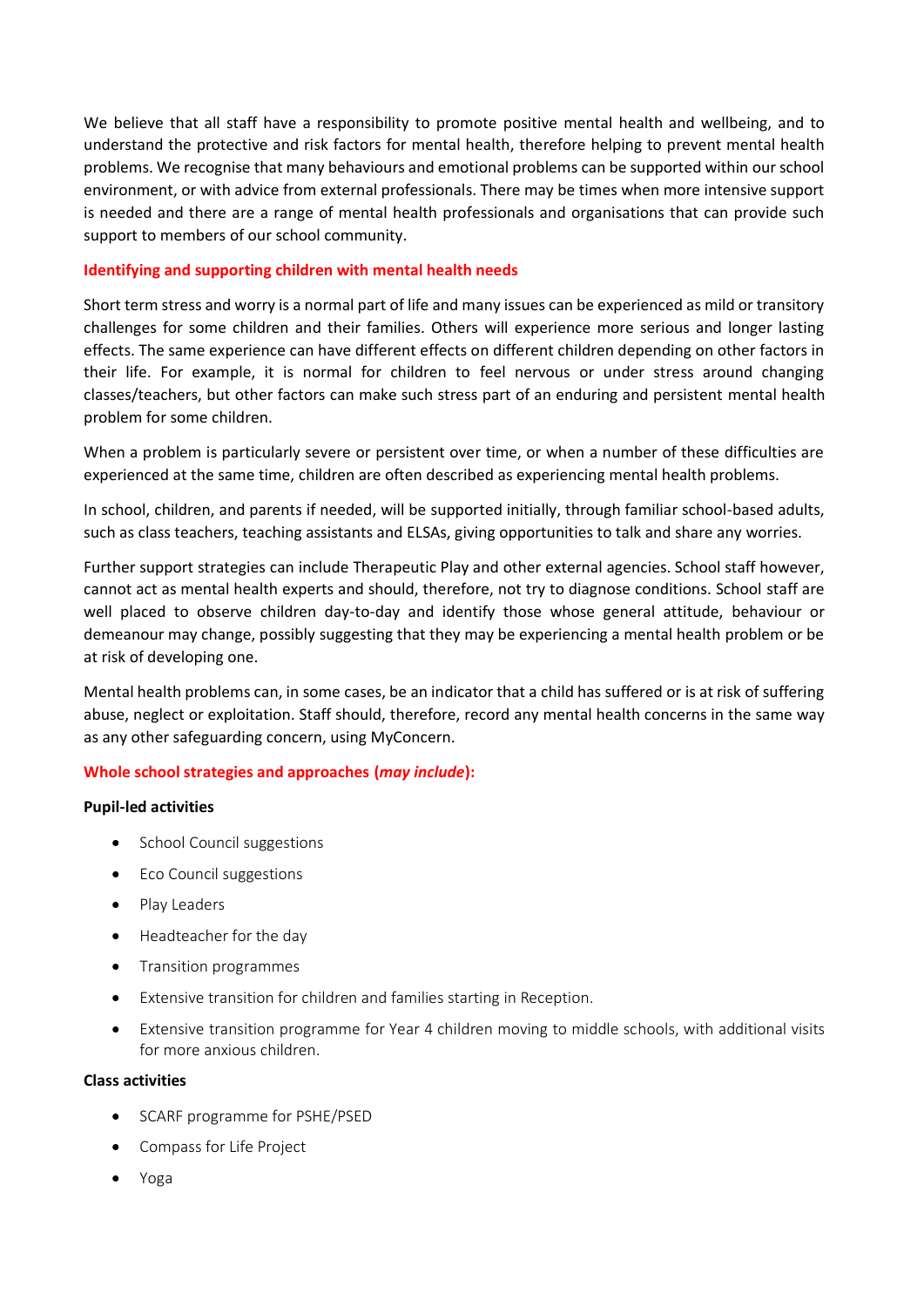We believe that all staff have a responsibility to promote positive mental health and wellbeing, and to understand the protective and risk factors for mental health, therefore helping to prevent mental health problems. We recognise that many behaviours and emotional problems can be supported within our school environment, or with advice from external professionals. There may be times when more intensive support is needed and there are a range of mental health professionals and organisations that can provide such support to members of our school community.

## Identifying and supporting children with mental health needs

Short term stress and worry is a normal part of life and many issues can be experienced as mild or transitory challenges for some children and their families. Others will experience more serious and longer lasting effects. The same experience can have different effects on different children depending on other factors in their life. For example, it is normal for children to feel nervous or under stress around changing classes/teachers, but other factors can make such stress part of an enduring and persistent mental health problem for some children.

When a problem is particularly severe or persistent over time, or when a number of these difficulties are experienced at the same time, children are often described as experiencing mental health problems.

In school, children, and parents if needed, will be supported initially, through familiar school-based adults, such as class teachers, teaching assistants and ELSAs, giving opportunities to talk and share any worries.

Further support strategies can include Therapeutic Play and other external agencies. School staff however, cannot act as mental health experts and should, therefore, not try to diagnose conditions. School staff are well placed to observe children day-to-day and identify those whose general attitude, behaviour or demeanour may change, possibly suggesting that they may be experiencing a mental health problem or be at risk of developing one.

Mental health problems can, in some cases, be an indicator that a child has suffered or is at risk of suffering abuse, neglect or exploitation. Staff should, therefore, record any mental health concerns in the same way as any other safeguarding concern, using MyConcern.

## Whole school strategies and approaches (*may include*):

**Pupil-led activities**

- School Council suggestions
- Eco Council suggestions
- Play Leaders
- Headteacher for the day
- Transition programmes
- Extensive transition for children and families starting in Reception.
- Extensive transition programme for Year 4 children moving to middle schools, with additional visits for more anxious children.

**Class activities**

- SCARF programme for PSHE/PSED
- Compass for Life Project
- Yoga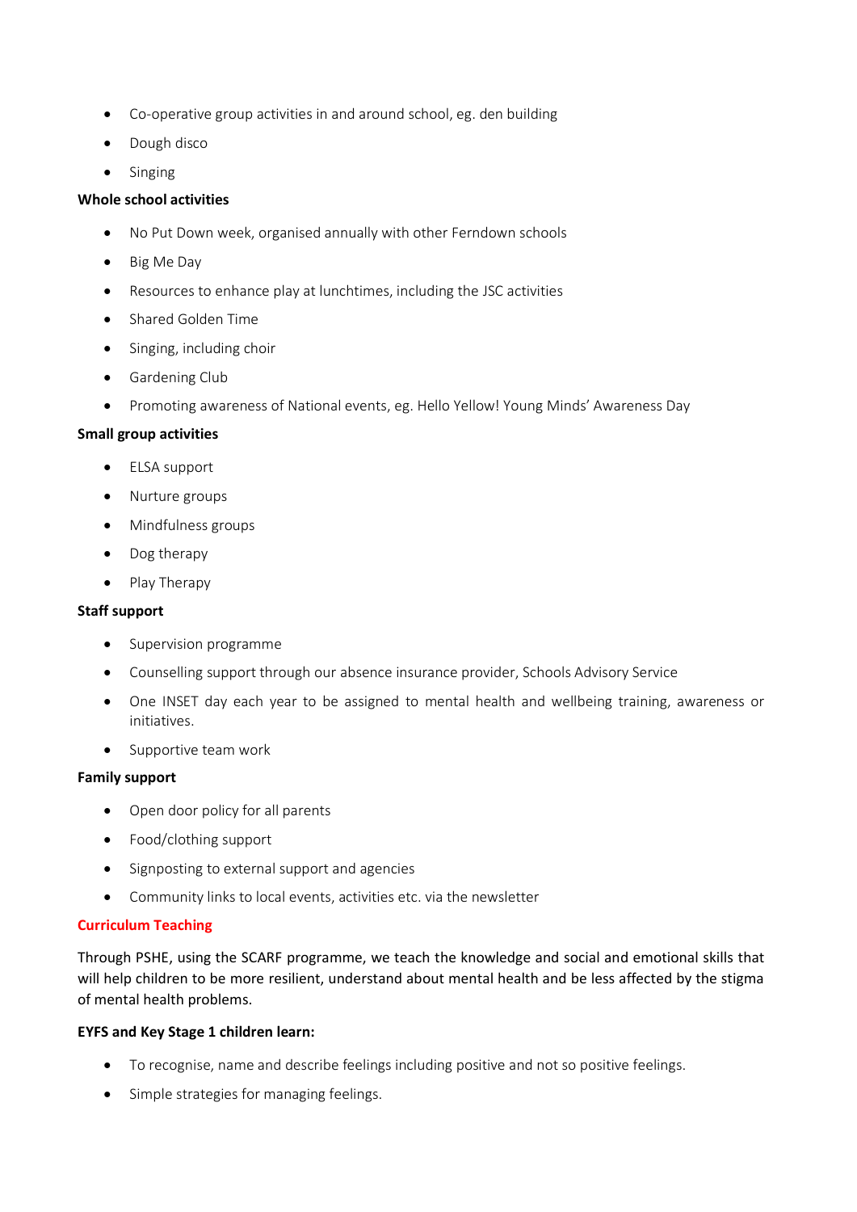- Co-operative group activities in and around school, eg. den building
- Dough disco
- Singing

**Whole school activities**

- No Put Down week, organised annually with other Ferndown schools
- Big Me Day
- Resources to enhance play at lunchtimes, including the JSC activities
- Shared Golden Time
- Singing, including choir
- Gardening Club
- Promoting awareness of National events, eg. Hello Yellow! Young Minds' Awareness Day

**Small group activities**

- ELSA support
- Nurture groups
- Mindfulness groups
- Dog therapy
- Play Therapy

**Staff support**

- Supervision programme
- Counselling support through our absence insurance provider, Schools Advisory Service
- One INSET day each year to be assigned to mental health and wellbeing training, awareness or initiatives.
- Supportive team work

**Family support**

- Open door policy for all parents
- Food/clothing support
- Signposting to external support and agencies
- Community links to local events, activities etc. via the newsletter

## Curriculum Teaching

Through PSHE, using the SCARF programme, we teach the knowledge and social and emotional skills that will help children to be more resilient, understand about mental health and be less affected by the stigma of mental health problems.

**EYFS and Key Stage 1 children learn:**

- To recognise, name and describe feelings including positive and not so positive feelings.
- Simple strategies for managing feelings.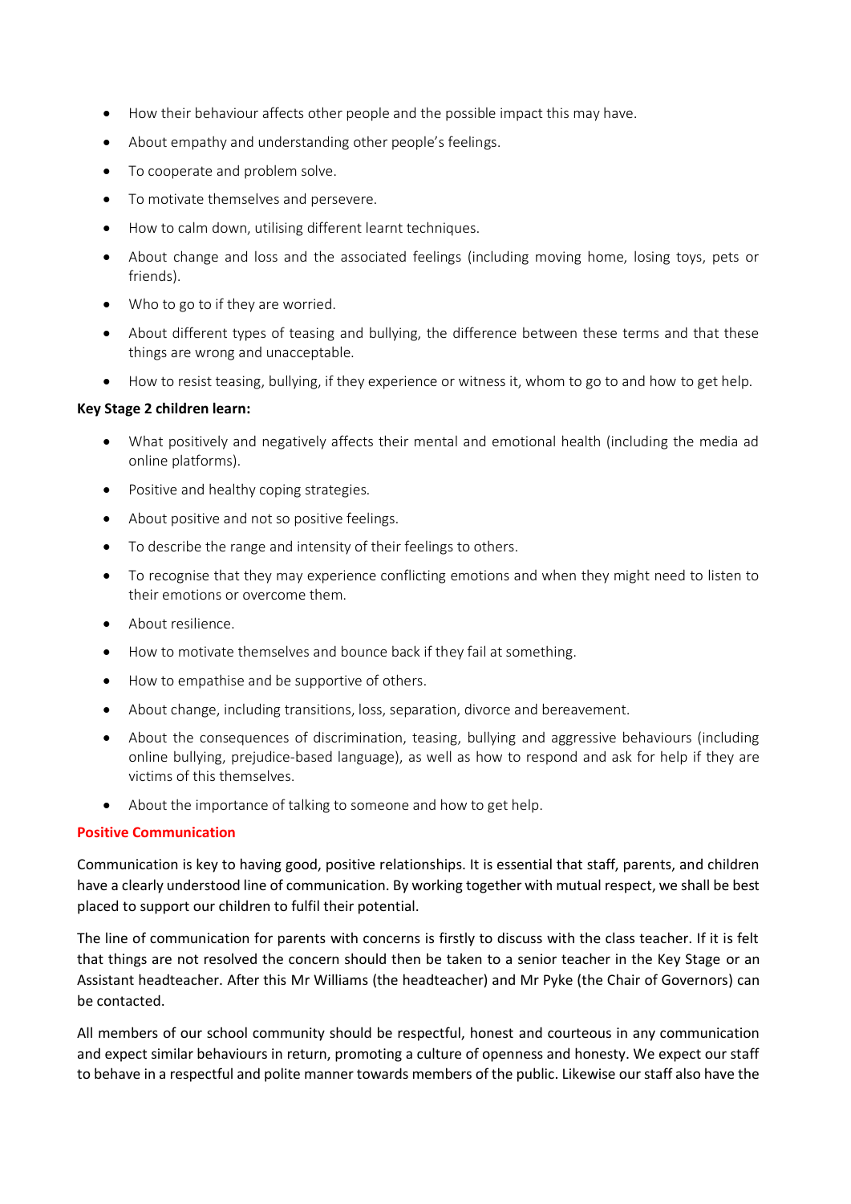- How their behaviour affects other people and the possible impact this may have.
- About empathy and understanding other people's feelings.
- To cooperate and problem solve.
- To motivate themselves and persevere.
- How to calm down, utilising different learnt techniques.
- About change and loss and the associated feelings (including moving home, losing toys, pets or friends).
- Who to go to if they are worried.
- About different types of teasing and bullying, the difference between these terms and that these things are wrong and unacceptable.
- How to resist teasing, bullying, if they experience or witness it, whom to go to and how to get help.

**Key Stage 2 children learn:**

- What positively and negatively affects their mental and emotional health (including the media ad online platforms).
- Positive and healthy coping strategies.
- About positive and not so positive feelings.
- To describe the range and intensity of their feelings to others.
- To recognise that they may experience conflicting emotions and when they might need to listen to their emotions or overcome them.
- About resilience.
- How to motivate themselves and bounce back if they fail at something.
- How to empathise and be supportive of others.
- About change, including transitions, loss, separation, divorce and bereavement.
- About the consequences of discrimination, teasing, bullying and aggressive behaviours (including online bullying, prejudice-based language), as well as how to respond and ask for help if they are victims of this themselves.
- About the importance of talking to someone and how to get help.

### Positive Communication

Communication is key to having good, positive relationships. It is essential that staff, parents, and children have a clearly understood line of communication. By working together with mutual respect, we shall be best placed to support our children to fulfil their potential.

The line of communication for parents with concerns is firstly to discuss with the class teacher. If it is felt that things are not resolved the concern should then be taken to a senior teacher in the Key Stage or an Assistant headteacher. After this Mr Williams (the headteacher) and Mr Pyke (the Chair of Governors) can be contacted.

All members of our school community should be respectful, honest and courteous in any communication and expect similar behaviours in return, promoting a culture of openness and honesty. We expect our staff to behave in a respectful and polite manner towards members of the public. Likewise our staff also have the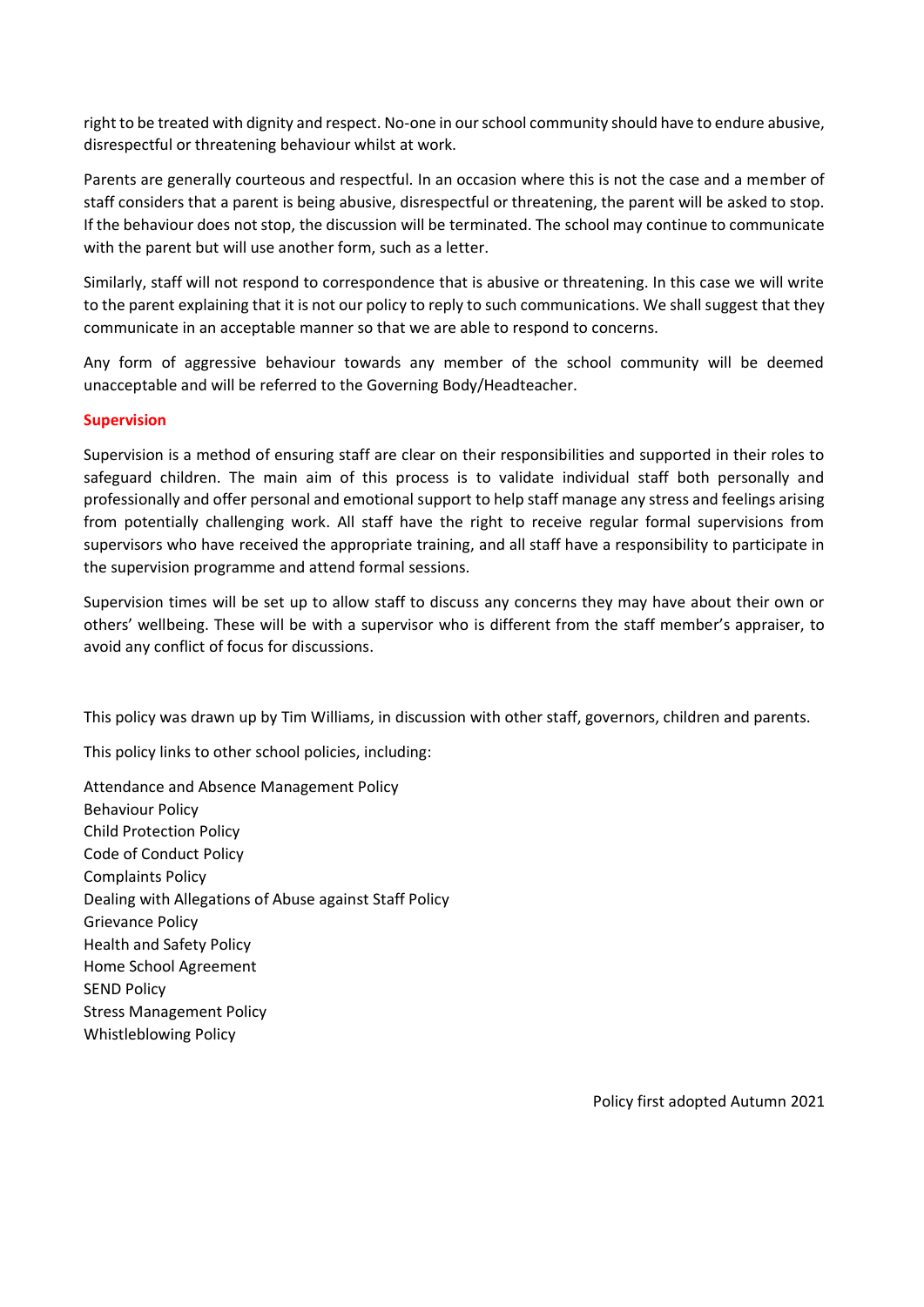right to be treated with dignity and respect. No-one in our school community should have to endure abusive, disrespectful or threatening behaviour whilst at work.

Parents are generally courteous and respectful. In an occasion where this is not the case and a member of staff considers that a parent is being abusive, disrespectful or threatening, the parent will be asked to stop. If the behaviour does not stop, the discussion will be terminated. The school may continue to communicate with the parent but will use another form, such as a letter.

Similarly, staff will not respond to correspondence that is abusive or threatening. In this case we will write to the parent explaining that it is not our policy to reply to such communications. We shall suggest that they communicate in an acceptable manner so that we are able to respond to concerns.

Any form of aggressive behaviour towards any member of the school community will be deemed unacceptable and will be referred to the Governing Body/Headteacher.

## Supervision

Supervision is a method of ensuring staff are clear on their responsibilities and supported in their roles to safeguard children. The main aim of this process is to validate individual staff both personally and professionally and offer personal and emotional support to help staff manage any stress and feelings arising from potentially challenging work. All staff have the right to receive regular formal supervisions from supervisors who have received the appropriate training, and all staff have a responsibility to participate in the supervision programme and attend formal sessions.

Supervision times will be set up to allow staff to discuss any concerns they may have about their own or others' wellbeing. These will be with a supervisor who is different from the staff member's appraiser, to avoid any conflict of focus for discussions.

This policy was drawn up by Tim Williams, in discussion with other staff, governors, children and parents.

This policy links to other school policies, including:

Attendance and Absence Management Policy
Behaviour Policy
Child Protection Policy
Code of Conduct Policy
Complaints Policy
Dealing with Allegations of Abuse against Staff Policy
Grievance Policy
Health and Safety Policy
Home School Agreement
SEND Policy
Stress Management Policy
Whistleblowing Policy

Policy first adopted Autumn 2021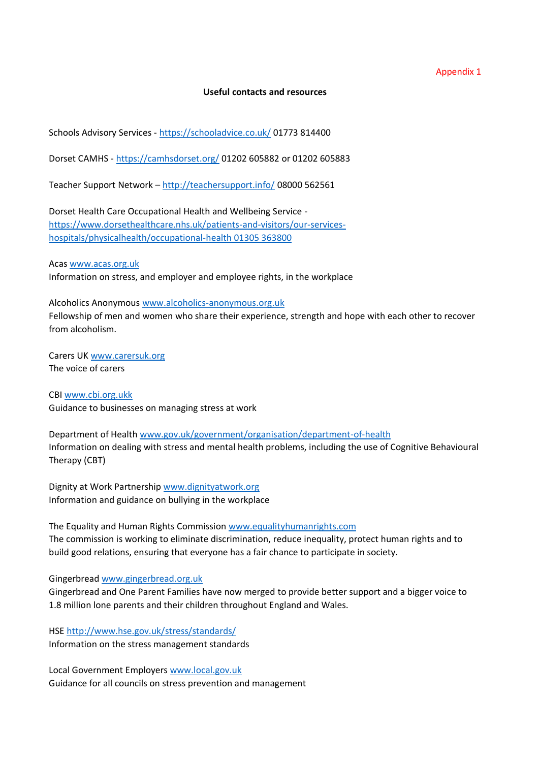Appendix 1

**Useful contacts and resources**

Schools Advisory Services - https://schooladvice.co.uk/ 01773 814400

Dorset CAMHS - https://camhsdorset.org/ 01202 605882 or 01202 605883

Teacher Support Network – http://teachersupport.info/ 08000 562561

Dorset Health Care Occupational Health and Wellbeing Service - https://www.dorsethealthcare.nhs.uk/patients-and-visitors/our-services-hospitals/physicalhealth/occupational-health 01305 363800

Acas www.acas.org.uk
Information on stress, and employer and employee rights, in the workplace

Alcoholics Anonymous www.alcoholics-anonymous.org.uk
Fellowship of men and women who share their experience, strength and hope with each other to recover from alcoholism.

Carers UK www.carersuk.org
The voice of carers

CBI www.cbi.org.ukk
Guidance to businesses on managing stress at work

Department of Health www.gov.uk/government/organisation/department-of-health
Information on dealing with stress and mental health problems, including the use of Cognitive Behavioural Therapy (CBT)

Dignity at Work Partnership www.dignityatwork.org
Information and guidance on bullying in the workplace

The Equality and Human Rights Commission www.equalityhumanrights.com
The commission is working to eliminate discrimination, reduce inequality, protect human rights and to build good relations, ensuring that everyone has a fair chance to participate in society.

Gingerbread www.gingerbread.org.uk
Gingerbread and One Parent Families have now merged to provide better support and a bigger voice to 1.8 million lone parents and their children throughout England and Wales.

HSE http://www.hse.gov.uk/stress/standards/
Information on the stress management standards

Local Government Employers www.local.gov.uk
Guidance for all councils on stress prevention and management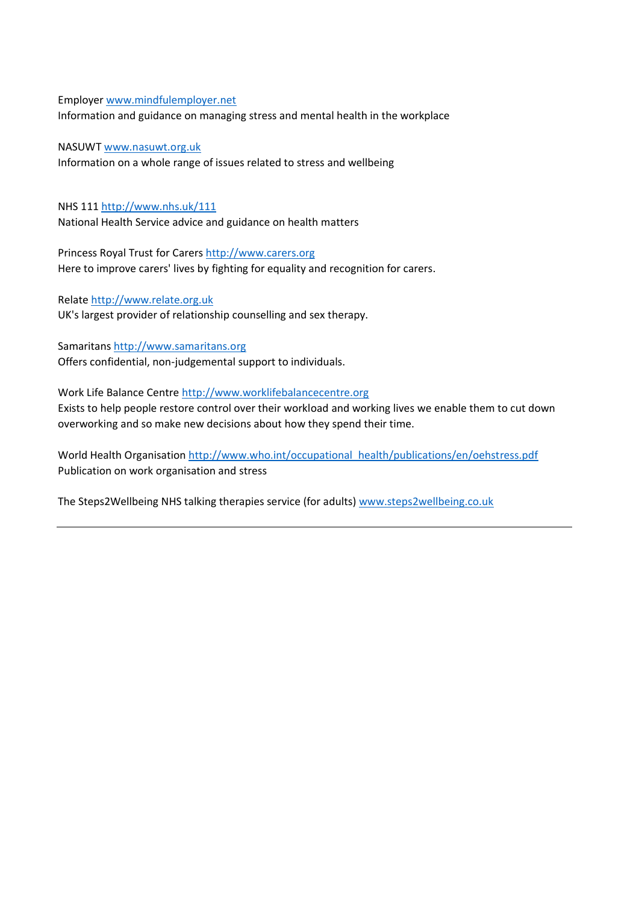Employer www.mindfulemployer.net
Information and guidance on managing stress and mental health in the workplace

NASUWT www.nasuwt.org.uk
Information on a whole range of issues related to stress and wellbeing

NHS 111 http://www.nhs.uk/111
National Health Service advice and guidance on health matters

Princess Royal Trust for Carers http://www.carers.org
Here to improve carers' lives by fighting for equality and recognition for carers.

Relate http://www.relate.org.uk
UK's largest provider of relationship counselling and sex therapy.

Samaritans http://www.samaritans.org
Offers confidential, non-judgemental support to individuals.

Work Life Balance Centre http://www.worklifebalancecentre.org
Exists to help people restore control over their workload and working lives we enable them to cut down overworking and so make new decisions about how they spend their time.

World Health Organisation http://www.who.int/occupational_health/publications/en/oehstress.pdf
Publication on work organisation and stress

The Steps2Wellbeing NHS talking therapies service (for adults) www.steps2wellbeing.co.uk

---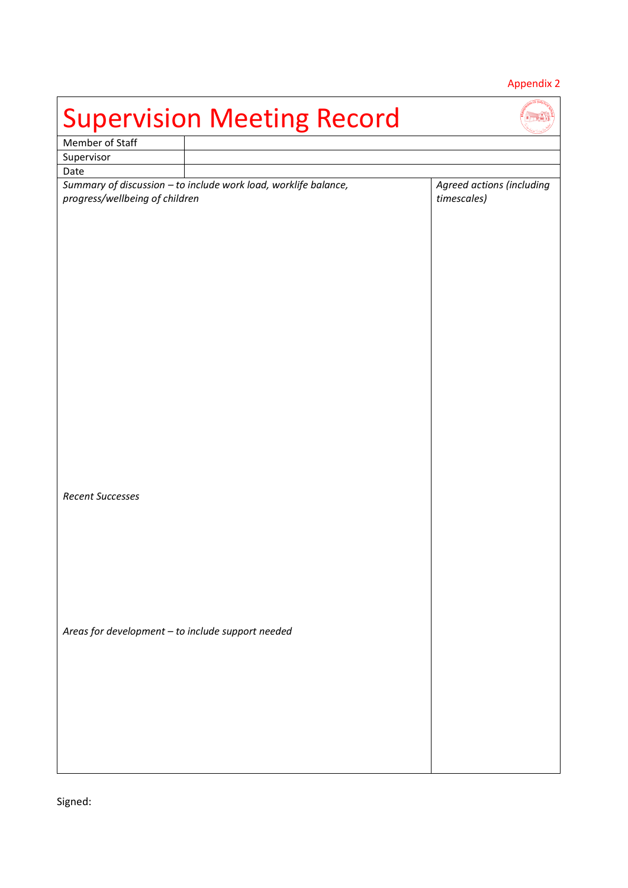Appendix 2

# Supervision Meeting Record

| Member of Staff | |
|---|---|
| Supervisor | |
| Date | |

| *Summary of discussion – to include work load, worklife balance, progress/wellbeing of children* | *Agreed actions (including timescales)* |
|---|---|
| *Recent Successes* | |
| *Areas for development – to include support needed* | |

Signed: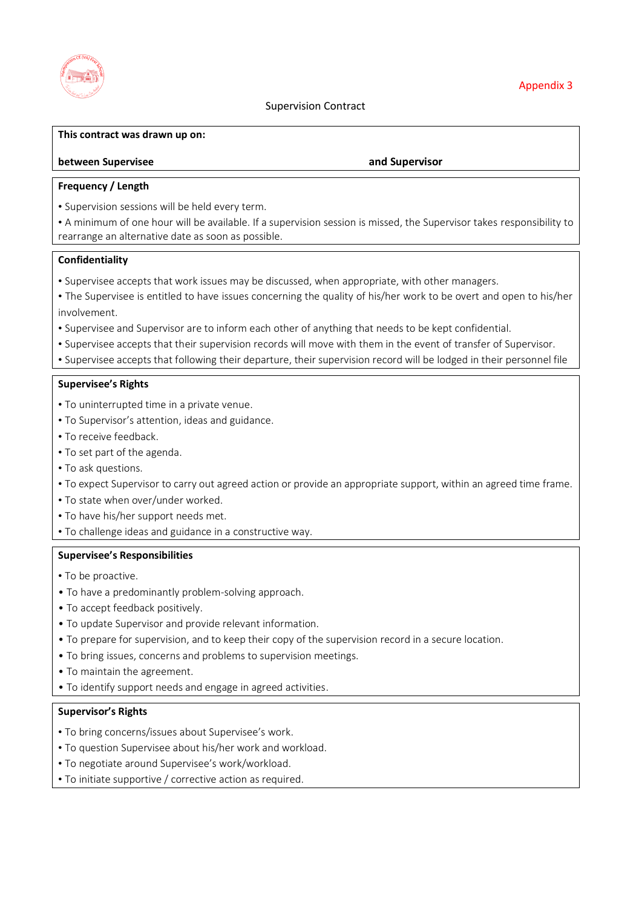Appendix 3

# Supervision Contract

**This contract was drawn up on:**

**between Supervisee** **and Supervisor**

**Frequency / Length**

- Supervision sessions will be held every term.
- A minimum of one hour will be available. If a supervision session is missed, the Supervisor takes responsibility to rearrange an alternative date as soon as possible.

**Confidentiality**

- Supervisee accepts that work issues may be discussed, when appropriate, with other managers.
- The Supervisee is entitled to have issues concerning the quality of his/her work to be overt and open to his/her involvement.
- Supervisee and Supervisor are to inform each other of anything that needs to be kept confidential.
- Supervisee accepts that their supervision records will move with them in the event of transfer of Supervisor.
- Supervisee accepts that following their departure, their supervision record will be lodged in their personnel file

**Supervisee's Rights**

- To uninterrupted time in a private venue.
- To Supervisor's attention, ideas and guidance.
- To receive feedback.
- To set part of the agenda.
- To ask questions.
- To expect Supervisor to carry out agreed action or provide an appropriate support, within an agreed time frame.
- To state when over/under worked.
- To have his/her support needs met.
- To challenge ideas and guidance in a constructive way.

**Supervisee's Responsibilities**

- To be proactive.
- To have a predominantly problem-solving approach.
- To accept feedback positively.
- To update Supervisor and provide relevant information.
- To prepare for supervision, and to keep their copy of the supervision record in a secure location.
- To bring issues, concerns and problems to supervision meetings.
- To maintain the agreement.
- To identify support needs and engage in agreed activities.

**Supervisor's Rights**

- To bring concerns/issues about Supervisee's work.
- To question Supervisee about his/her work and workload.
- To negotiate around Supervisee's work/workload.
- To initiate supportive / corrective action as required.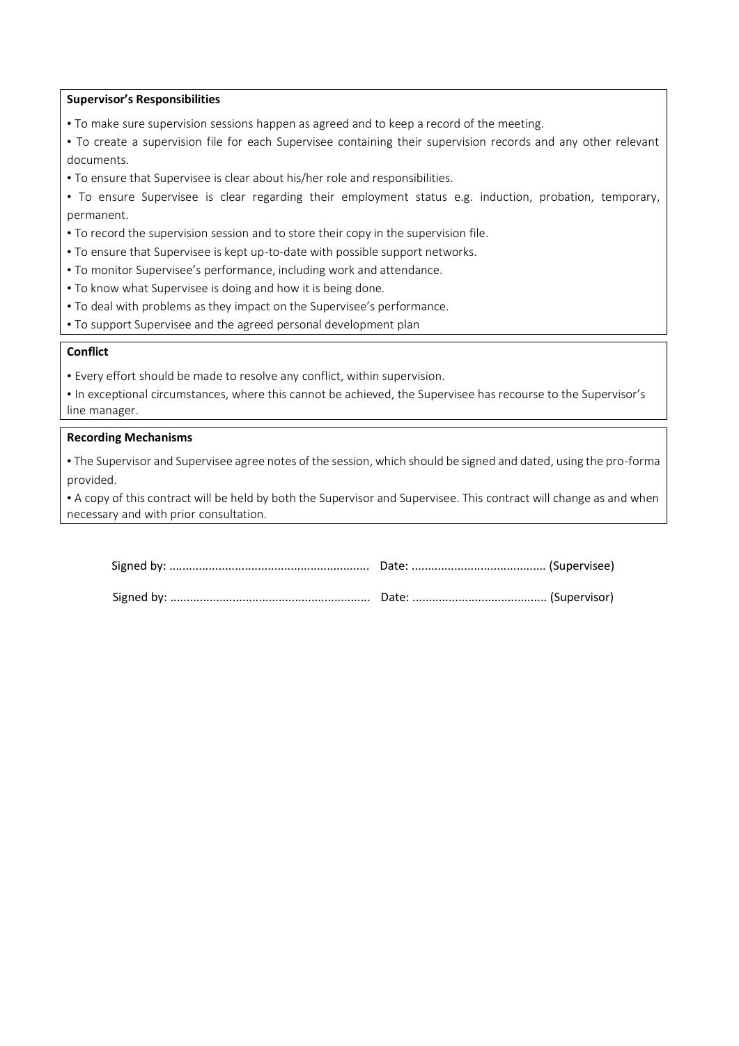**Supervisor's Responsibilities**

- To make sure supervision sessions happen as agreed and to keep a record of the meeting.
- To create a supervision file for each Supervisee containing their supervision records and any other relevant documents.
- To ensure that Supervisee is clear about his/her role and responsibilities.
- To ensure Supervisee is clear regarding their employment status e.g. induction, probation, temporary, permanent.
- To record the supervision session and to store their copy in the supervision file.
- To ensure that Supervisee is kept up-to-date with possible support networks.
- To monitor Supervisee's performance, including work and attendance.
- To know what Supervisee is doing and how it is being done.
- To deal with problems as they impact on the Supervisee's performance.
- To support Supervisee and the agreed personal development plan

**Conflict**

- Every effort should be made to resolve any conflict, within supervision.
- In exceptional circumstances, where this cannot be achieved, the Supervisee has recourse to the Supervisor's line manager.

**Recording Mechanisms**

- The Supervisor and Supervisee agree notes of the session, which should be signed and dated, using the pro-forma provided.
- A copy of this contract will be held by both the Supervisor and Supervisee. This contract will change as and when necessary and with prior consultation.

Signed by: ............................................................ Date: ......................................... (Supervisee)

Signed by: ............................................................ Date: ......................................... (Supervisor)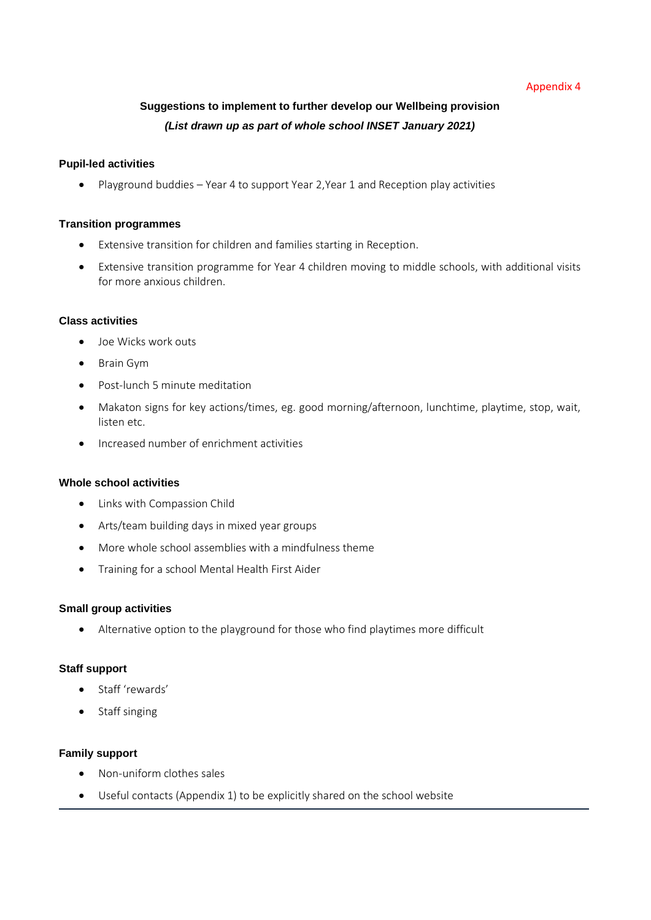Appendix 4

## Suggestions to implement to further develop our Wellbeing provision

***(List drawn up as part of whole school INSET January 2021)***

### Pupil-led activities

- Playground buddies – Year 4 to support Year 2,Year 1 and Reception play activities

### Transition programmes

- Extensive transition for children and families starting in Reception.
- Extensive transition programme for Year 4 children moving to middle schools, with additional visits for more anxious children.

### Class activities

- Joe Wicks work outs
- Brain Gym
- Post-lunch 5 minute meditation
- Makaton signs for key actions/times, eg. good morning/afternoon, lunchtime, playtime, stop, wait, listen etc.
- Increased number of enrichment activities

### Whole school activities

- Links with Compassion Child
- Arts/team building days in mixed year groups
- More whole school assemblies with a mindfulness theme
- Training for a school Mental Health First Aider

### Small group activities

- Alternative option to the playground for those who find playtimes more difficult

### Staff support

- Staff 'rewards'
- Staff singing

### Family support

- Non-uniform clothes sales
- Useful contacts (Appendix 1) to be explicitly shared on the school website